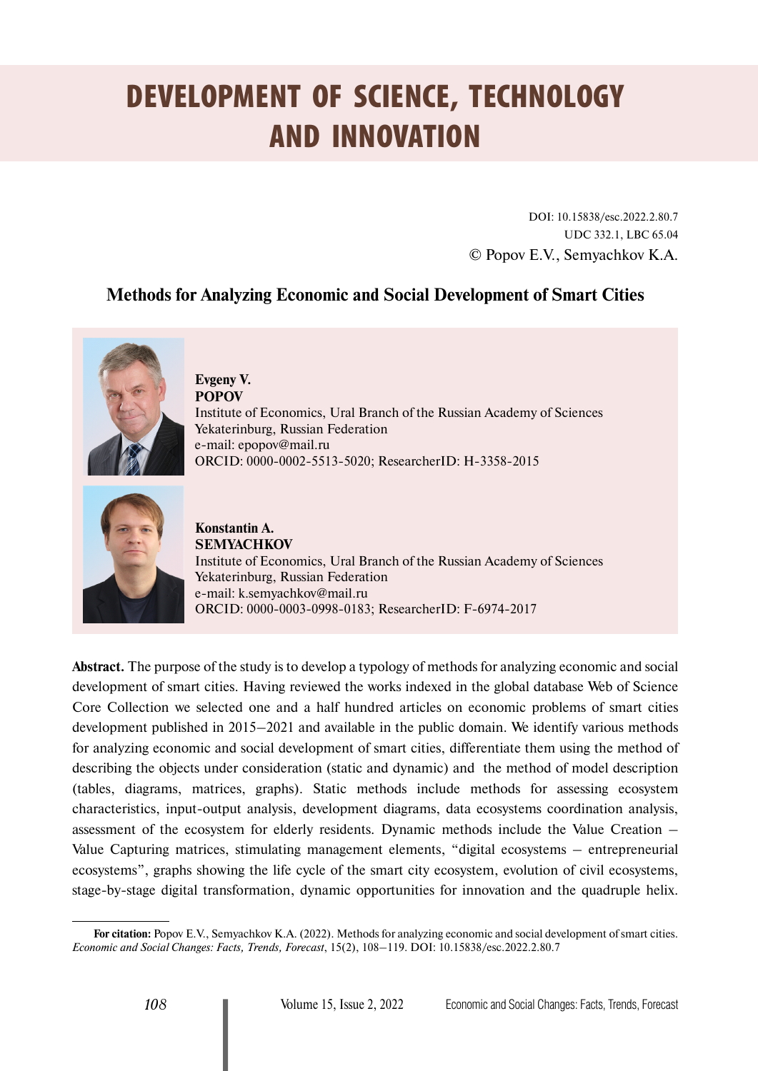# DEVELOPMENT OF SCIENCE, TECHNOLOGY AND INNOVATION

DOI: 10.15838/esc.2022.2.80.7
UDC 332.1, LBC 65.04
© Popov E.V., Semyachkov K.A.

## Methods for Analyzing Economic and Social Development of Smart Cities

**Evgeny V. POPOV**
Institute of Economics, Ural Branch of the Russian Academy of Sciences
Yekaterinburg, Russian Federation
e-mail: epopov@mail.ru
ORCID: 0000-0002-5513-5020; ResearcherID: H-3358-2015

**Konstantin A. SEMYACHKOV**
Institute of Economics, Ural Branch of the Russian Academy of Sciences
Yekaterinburg, Russian Federation
e-mail: k.semyachkov@mail.ru
ORCID: 0000-0003-0998-0183; ResearcherID: F-6974-2017

**Abstract.** The purpose of the study is to develop a typology of methods for analyzing economic and social development of smart cities. Having reviewed the works indexed in the global database Web of Science Core Collection we selected one and a half hundred articles on economic problems of smart cities development published in 2015–2021 and available in the public domain. We identify various methods for analyzing economic and social development of smart cities, differentiate them using the method of describing the objects under consideration (static and dynamic) and the method of model description (tables, diagrams, matrices, graphs). Static methods include methods for assessing ecosystem characteristics, input-output analysis, development diagrams, data ecosystems coordination analysis, assessment of the ecosystem for elderly residents. Dynamic methods include the Value Creation – Value Capturing matrices, stimulating management elements, "digital ecosystems – entrepreneurial ecosystems", graphs showing the life cycle of the smart city ecosystem, evolution of civil ecosystems, stage-by-stage digital transformation, dynamic opportunities for innovation and the quadruple helix.

**For citation:** Popov E.V., Semyachkov K.A. (2022). Methods for analyzing economic and social development of smart cities. *Economic and Social Changes: Facts, Trends, Forecast*, 15(2), 108–119. DOI: 10.15838/esc.2022.2.80.7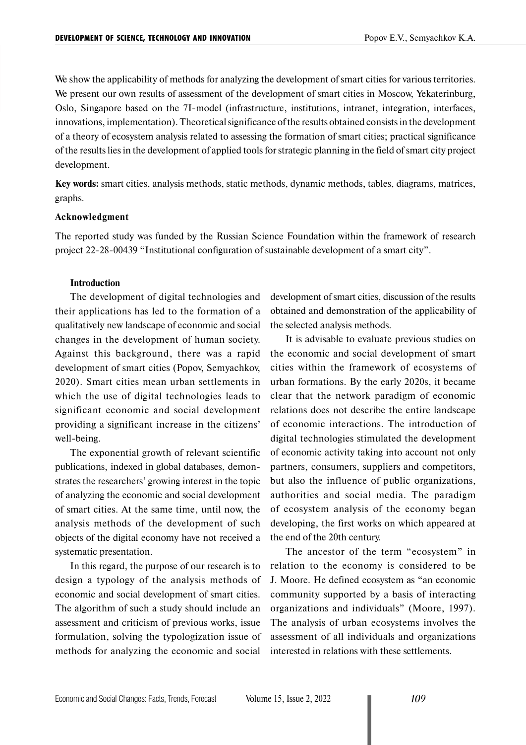We show the applicability of methods for analyzing the development of smart cities for various territories. We present our own results of assessment of the development of smart cities in Moscow, Yekaterinburg, Oslo, Singapore based on the 7I-model (infrastructure, institutions, intranet, integration, interfaces, innovations, implementation). Theoretical significance of the results obtained consists in the development of a theory of ecosystem analysis related to assessing the formation of smart cities; practical significance of the results lies in the development of applied tools for strategic planning in the field of smart city project development.

**Key words:** smart cities, analysis methods, static methods, dynamic methods, tables, diagrams, matrices, graphs.

**Acknowledgment**

The reported study was funded by the Russian Science Foundation within the framework of research project 22-28-00439 "Institutional configuration of sustainable development of a smart city".

## Introduction

The development of digital technologies and their applications has led to the formation of a qualitatively new landscape of economic and social changes in the development of human society. Against this background, there was a rapid development of smart cities (Popov, Semyachkov, 2020). Smart cities mean urban settlements in which the use of digital technologies leads to significant economic and social development providing a significant increase in the citizens' well-being.

The exponential growth of relevant scientific publications, indexed in global databases, demonstrates the researchers' growing interest in the topic of analyzing the economic and social development of smart cities. At the same time, until now, the analysis methods of the development of such objects of the digital economy have not received a systematic presentation.

In this regard, the purpose of our research is to design a typology of the analysis methods of economic and social development of smart cities. The algorithm of such a study should include an assessment and criticism of previous works, issue formulation, solving the typologization issue of methods for analyzing the economic and social development of smart cities, discussion of the results obtained and demonstration of the applicability of the selected analysis methods.

It is advisable to evaluate previous studies on the economic and social development of smart cities within the framework of ecosystems of urban formations. By the early 2020s, it became clear that the network paradigm of economic relations does not describe the entire landscape of economic interactions. The introduction of digital technologies stimulated the development of economic activity taking into account not only partners, consumers, suppliers and competitors, but also the influence of public organizations, authorities and social media. The paradigm of ecosystem analysis of the economy began developing, the first works on which appeared at the end of the 20th century.

The ancestor of the term "ecosystem" in relation to the economy is considered to be J. Moore. He defined ecosystem as "an economic community supported by a basis of interacting organizations and individuals" (Moore, 1997). The analysis of urban ecosystems involves the assessment of all individuals and organizations interested in relations with these settlements.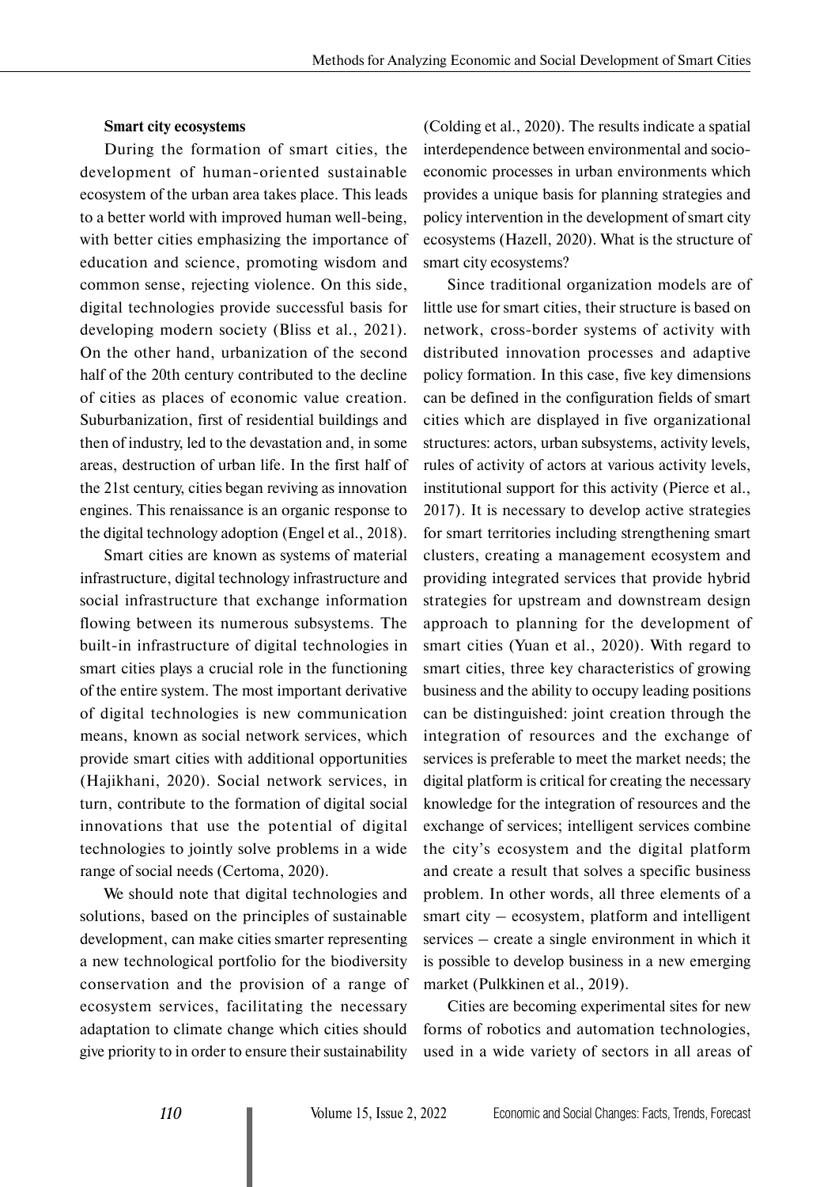**Smart city ecosystems**

During the formation of smart cities, the development of human-oriented sustainable ecosystem of the urban area takes place. This leads to a better world with improved human well-being, with better cities emphasizing the importance of education and science, promoting wisdom and common sense, rejecting violence. On this side, digital technologies provide successful basis for developing modern society (Bliss et al., 2021). On the other hand, urbanization of the second half of the 20th century contributed to the decline of cities as places of economic value creation. Suburbanization, first of residential buildings and then of industry, led to the devastation and, in some areas, destruction of urban life. In the first half of the 21st century, cities began reviving as innovation engines. This renaissance is an organic response to the digital technology adoption (Engel et al., 2018).

Smart cities are known as systems of material infrastructure, digital technology infrastructure and social infrastructure that exchange information flowing between its numerous subsystems. The built-in infrastructure of digital technologies in smart cities plays a crucial role in the functioning of the entire system. The most important derivative of digital technologies is new communication means, known as social network services, which provide smart cities with additional opportunities (Hajikhani, 2020). Social network services, in turn, contribute to the formation of digital social innovations that use the potential of digital technologies to jointly solve problems in a wide range of social needs (Certoma, 2020).

We should note that digital technologies and solutions, based on the principles of sustainable development, can make cities smarter representing a new technological portfolio for the biodiversity conservation and the provision of a range of ecosystem services, facilitating the necessary adaptation to climate change which cities should give priority to in order to ensure their sustainability (Colding et al., 2020). The results indicate a spatial interdependence between environmental and socio-economic processes in urban environments which provides a unique basis for planning strategies and policy intervention in the development of smart city ecosystems (Hazell, 2020). What is the structure of smart city ecosystems?

Since traditional organization models are of little use for smart cities, their structure is based on network, cross-border systems of activity with distributed innovation processes and adaptive policy formation. In this case, five key dimensions can be defined in the configuration fields of smart cities which are displayed in five organizational structures: actors, urban subsystems, activity levels, rules of activity of actors at various activity levels, institutional support for this activity (Pierce et al., 2017). It is necessary to develop active strategies for smart territories including strengthening smart clusters, creating a management ecosystem and providing integrated services that provide hybrid strategies for upstream and downstream design approach to planning for the development of smart cities (Yuan et al., 2020). With regard to smart cities, three key characteristics of growing business and the ability to occupy leading positions can be distinguished: joint creation through the integration of resources and the exchange of services is preferable to meet the market needs; the digital platform is critical for creating the necessary knowledge for the integration of resources and the exchange of services; intelligent services combine the city's ecosystem and the digital platform and create a result that solves a specific business problem. In other words, all three elements of a smart city – ecosystem, platform and intelligent services – create a single environment in which it is possible to develop business in a new emerging market (Pulkkinen et al., 2019).

Cities are becoming experimental sites for new forms of robotics and automation technologies, used in a wide variety of sectors in all areas of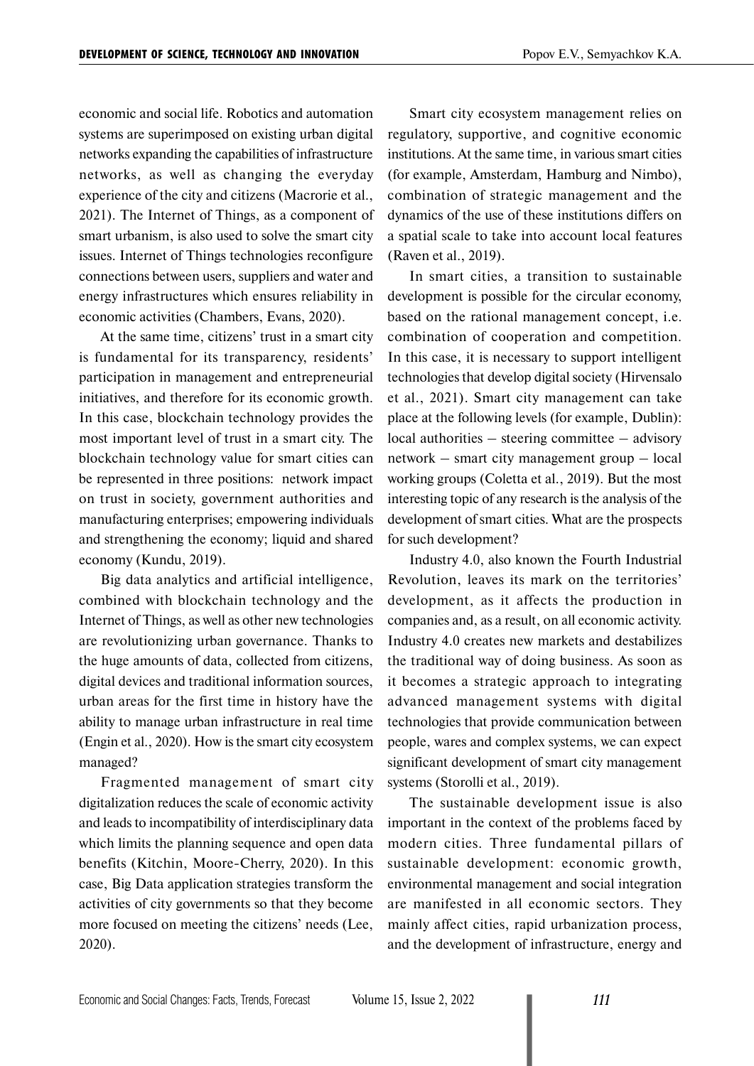economic and social life. Robotics and automation systems are superimposed on existing urban digital networks expanding the capabilities of infrastructure networks, as well as changing the everyday experience of the city and citizens (Macrorie et al., 2021). The Internet of Things, as a component of smart urbanism, is also used to solve the smart city issues. Internet of Things technologies reconfigure connections between users, suppliers and water and energy infrastructures which ensures reliability in economic activities (Chambers, Evans, 2020).

At the same time, citizens' trust in a smart city is fundamental for its transparency, residents' participation in management and entrepreneurial initiatives, and therefore for its economic growth. In this case, blockchain technology provides the most important level of trust in a smart city. The blockchain technology value for smart cities can be represented in three positions: network impact on trust in society, government authorities and manufacturing enterprises; empowering individuals and strengthening the economy; liquid and shared economy (Kundu, 2019).

Big data analytics and artificial intelligence, combined with blockchain technology and the Internet of Things, as well as other new technologies are revolutionizing urban governance. Thanks to the huge amounts of data, collected from citizens, digital devices and traditional information sources, urban areas for the first time in history have the ability to manage urban infrastructure in real time (Engin et al., 2020). How is the smart city ecosystem managed?

Fragmented management of smart city digitalization reduces the scale of economic activity and leads to incompatibility of interdisciplinary data which limits the planning sequence and open data benefits (Kitchin, Moore-Cherry, 2020). In this case, Big Data application strategies transform the activities of city governments so that they become more focused on meeting the citizens' needs (Lee, 2020).

Smart city ecosystem management relies on regulatory, supportive, and cognitive economic institutions. At the same time, in various smart cities (for example, Amsterdam, Hamburg and Nimbo), combination of strategic management and the dynamics of the use of these institutions differs on a spatial scale to take into account local features (Raven et al., 2019).

In smart cities, a transition to sustainable development is possible for the circular economy, based on the rational management concept, i.e. combination of cooperation and competition. In this case, it is necessary to support intelligent technologies that develop digital society (Hirvensalo et al., 2021). Smart city management can take place at the following levels (for example, Dublin): local authorities – steering committee – advisory network – smart city management group – local working groups (Coletta et al., 2019). But the most interesting topic of any research is the analysis of the development of smart cities. What are the prospects for such development?

Industry 4.0, also known the Fourth Industrial Revolution, leaves its mark on the territories' development, as it affects the production in companies and, as a result, on all economic activity. Industry 4.0 creates new markets and destabilizes the traditional way of doing business. As soon as it becomes a strategic approach to integrating advanced management systems with digital technologies that provide communication between people, wares and complex systems, we can expect significant development of smart city management systems (Storolli et al., 2019).

The sustainable development issue is also important in the context of the problems faced by modern cities. Three fundamental pillars of sustainable development: economic growth, environmental management and social integration are manifested in all economic sectors. They mainly affect cities, rapid urbanization process, and the development of infrastructure, energy and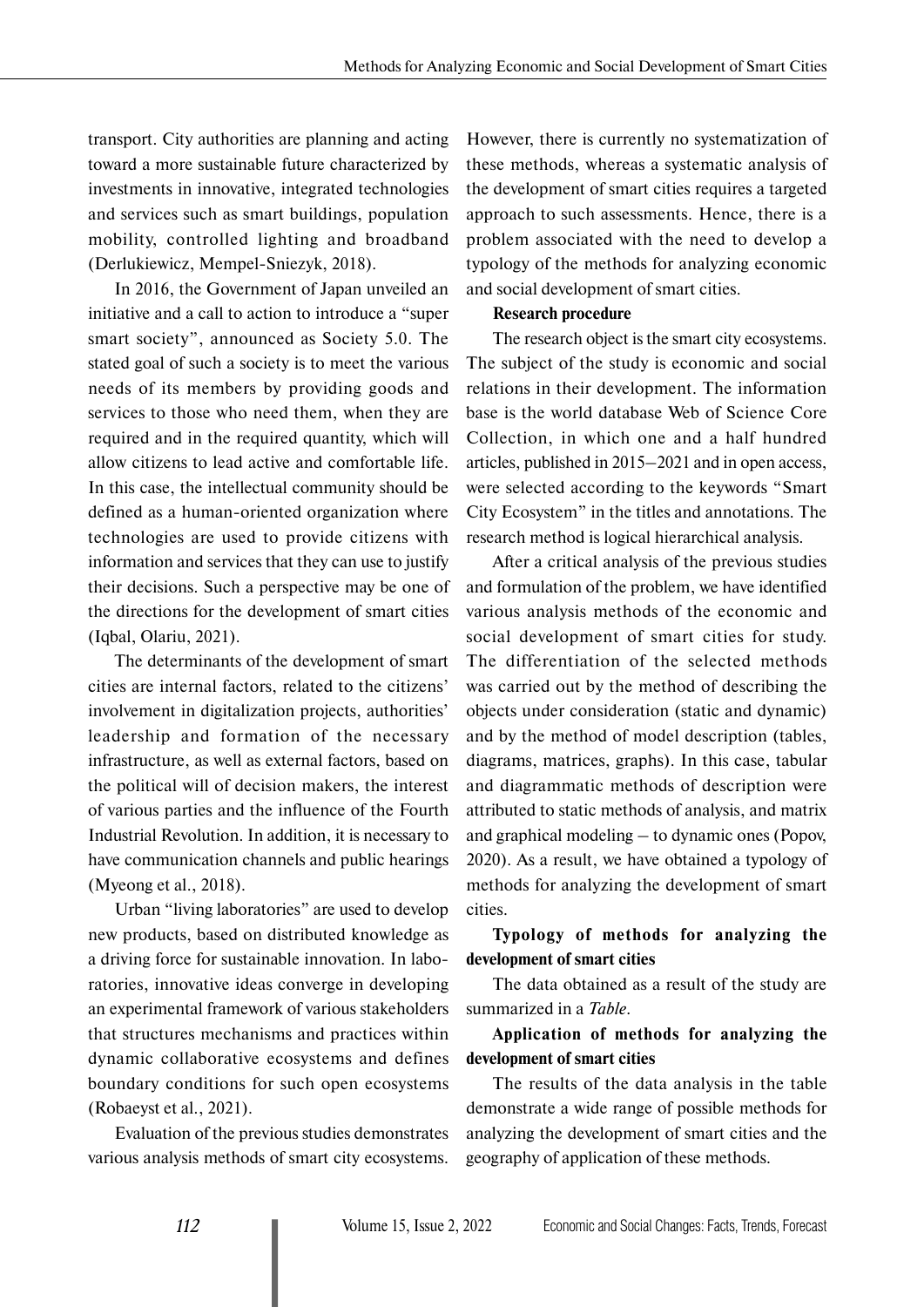transport. City authorities are planning and acting toward a more sustainable future characterized by investments in innovative, integrated technologies and services such as smart buildings, population mobility, controlled lighting and broadband (Derlukiewicz, Mempel-Sniezyk, 2018).

In 2016, the Government of Japan unveiled an initiative and a call to action to introduce a "super smart society", announced as Society 5.0. The stated goal of such a society is to meet the various needs of its members by providing goods and services to those who need them, when they are required and in the required quantity, which will allow citizens to lead active and comfortable life. In this case, the intellectual community should be defined as a human-oriented organization where technologies are used to provide citizens with information and services that they can use to justify their decisions. Such a perspective may be one of the directions for the development of smart cities (Iqbal, Olariu, 2021).

The determinants of the development of smart cities are internal factors, related to the citizens' involvement in digitalization projects, authorities' leadership and formation of the necessary infrastructure, as well as external factors, based on the political will of decision makers, the interest of various parties and the influence of the Fourth Industrial Revolution. In addition, it is necessary to have communication channels and public hearings (Myeong et al., 2018).

Urban "living laboratories" are used to develop new products, based on distributed knowledge as a driving force for sustainable innovation. In laboratories, innovative ideas converge in developing an experimental framework of various stakeholders that structures mechanisms and practices within dynamic collaborative ecosystems and defines boundary conditions for such open ecosystems (Robaeyst et al., 2021).

Evaluation of the previous studies demonstrates various analysis methods of smart city ecosystems. However, there is currently no systematization of these methods, whereas a systematic analysis of the development of smart cities requires a targeted approach to such assessments. Hence, there is a problem associated with the need to develop a typology of the methods for analyzing economic and social development of smart cities.

**Research procedure**

The research object is the smart city ecosystems. The subject of the study is economic and social relations in their development. The information base is the world database Web of Science Core Collection, in which one and a half hundred articles, published in 2015–2021 and in open access, were selected according to the keywords "Smart City Ecosystem" in the titles and annotations. The research method is logical hierarchical analysis.

After a critical analysis of the previous studies and formulation of the problem, we have identified various analysis methods of the economic and social development of smart cities for study. The differentiation of the selected methods was carried out by the method of describing the objects under consideration (static and dynamic) and by the method of model description (tables, diagrams, matrices, graphs). In this case, tabular and diagrammatic methods of description were attributed to static methods of analysis, and matrix and graphical modeling – to dynamic ones (Popov, 2020). As a result, we have obtained a typology of methods for analyzing the development of smart cities.

**Typology of methods for analyzing the development of smart cities**

The data obtained as a result of the study are summarized in a *Table*.

**Application of methods for analyzing the development of smart cities**

The results of the data analysis in the table demonstrate a wide range of possible methods for analyzing the development of smart cities and the geography of application of these methods.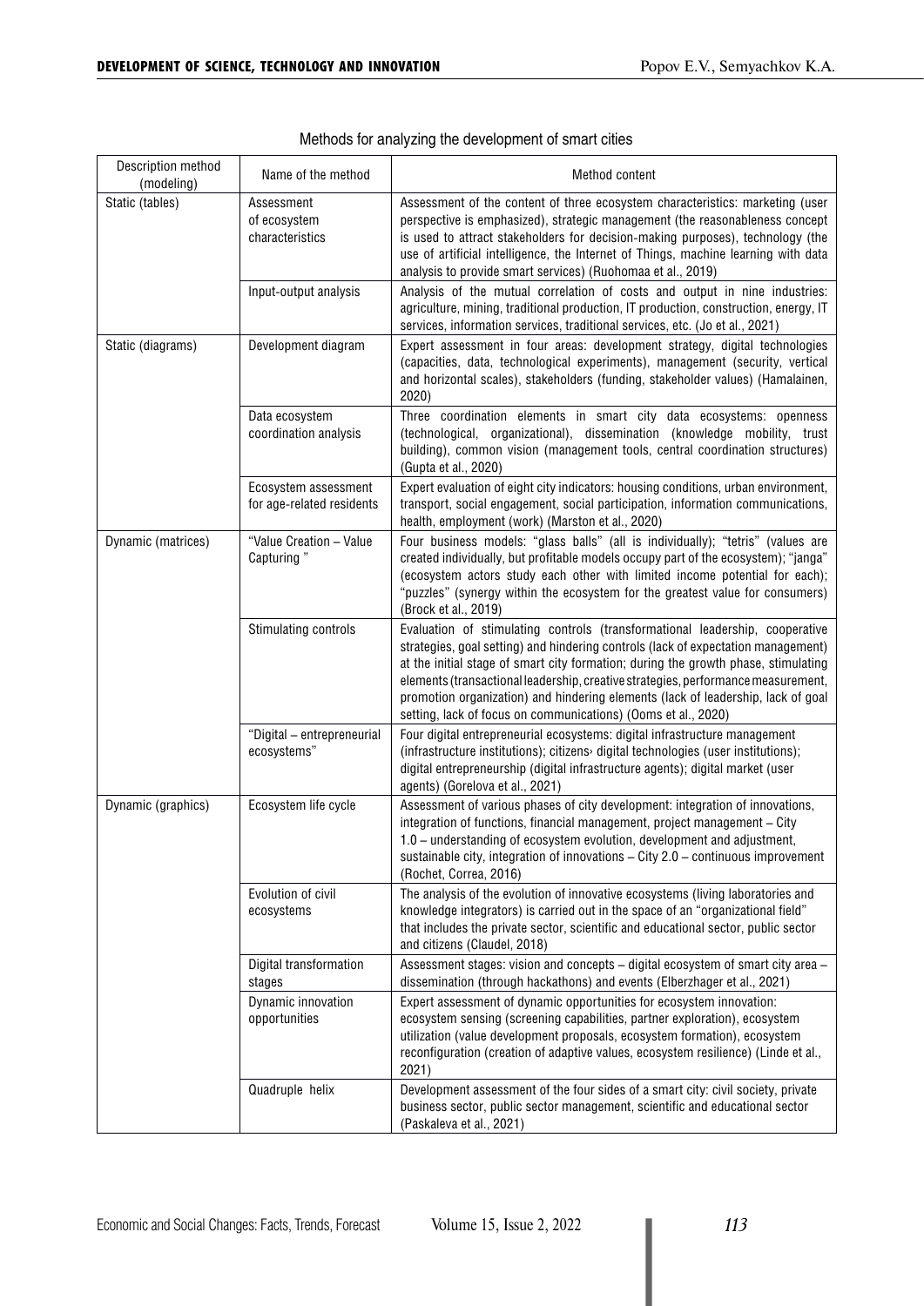Methods for analyzing the development of smart cities

| Description method (modeling) | Name of the method | Method content |
|---|---|---|
| Static (tables) | Assessment of ecosystem characteristics | Assessment of the content of three ecosystem characteristics: marketing (user perspective is emphasized), strategic management (the reasonableness concept is used to attract stakeholders for decision-making purposes), technology (the use of artificial intelligence, the Internet of Things, machine learning with data analysis to provide smart services) (Ruohomaa et al., 2019) |
| | Input-output analysis | Analysis of the mutual correlation of costs and output in nine industries: agriculture, mining, traditional production, IT production, construction, energy, IT services, information services, traditional services, etc. (Jo et al., 2021) |
| Static (diagrams) | Development diagram | Expert assessment in four areas: development strategy, digital technologies (capacities, data, technological experiments), management (security, vertical and horizontal scales), stakeholders (funding, stakeholder values) (Hamalainen, 2020) |
| | Data ecosystem coordination analysis | Three coordination elements in smart city data ecosystems: openness (technological, organizational), dissemination (knowledge mobility, trust building), common vision (management tools, central coordination structures) (Gupta et al., 2020) |
| | Ecosystem assessment for age-related residents | Expert evaluation of eight city indicators: housing conditions, urban environment, transport, social engagement, social participation, information communications, health, employment (work) (Marston et al., 2020) |
| Dynamic (matrices) | "Value Creation – Value Capturing " | Four business models: "glass balls" (all is individually); "tetris" (values are created individually, but profitable models occupy part of the ecosystem); "janga" (ecosystem actors study each other with limited income potential for each); "puzzles" (synergy within the ecosystem for the greatest value for consumers) (Brock et al., 2019) |
| | Stimulating controls | Evaluation of stimulating controls (transformational leadership, cooperative strategies, goal setting) and hindering controls (lack of expectation management) at the initial stage of smart city formation; during the growth phase, stimulating elements (transactional leadership, creative strategies, performance measurement, promotion organization) and hindering elements (lack of leadership, lack of goal setting, lack of focus on communications) (Ooms et al., 2020) |
| | "Digital – entrepreneurial ecosystems" | Four digital entrepreneurial ecosystems: digital infrastructure management (infrastructure institutions); citizens› digital technologies (user institutions); digital entrepreneurship (digital infrastructure agents); digital market (user agents) (Gorelova et al., 2021) |
| Dynamic (graphics) | Ecosystem life cycle | Assessment of various phases of city development: integration of innovations, integration of functions, financial management, project management – City 1.0 – understanding of ecosystem evolution, development and adjustment, sustainable city, integration of innovations – City 2.0 – continuous improvement (Rochet, Correa, 2016) |
| | Evolution of civil ecosystems | The analysis of the evolution of innovative ecosystems (living laboratories and knowledge integrators) is carried out in the space of an "organizational field" that includes the private sector, scientific and educational sector, public sector and citizens (Claudel, 2018) |
| | Digital transformation stages | Assessment stages: vision and concepts – digital ecosystem of smart city area – dissemination (through hackathons) and events (Elberzhager et al., 2021) |
| | Dynamic innovation opportunities | Expert assessment of dynamic opportunities for ecosystem innovation: ecosystem sensing (screening capabilities, partner exploration), ecosystem utilization (value development proposals, ecosystem formation), ecosystem reconfiguration (creation of adaptive values, ecosystem resilience) (Linde et al., 2021) |
| | Quadruple helix | Development assessment of the four sides of a smart city: civil society, private business sector, public sector management, scientific and educational sector (Paskaleva et al., 2021) |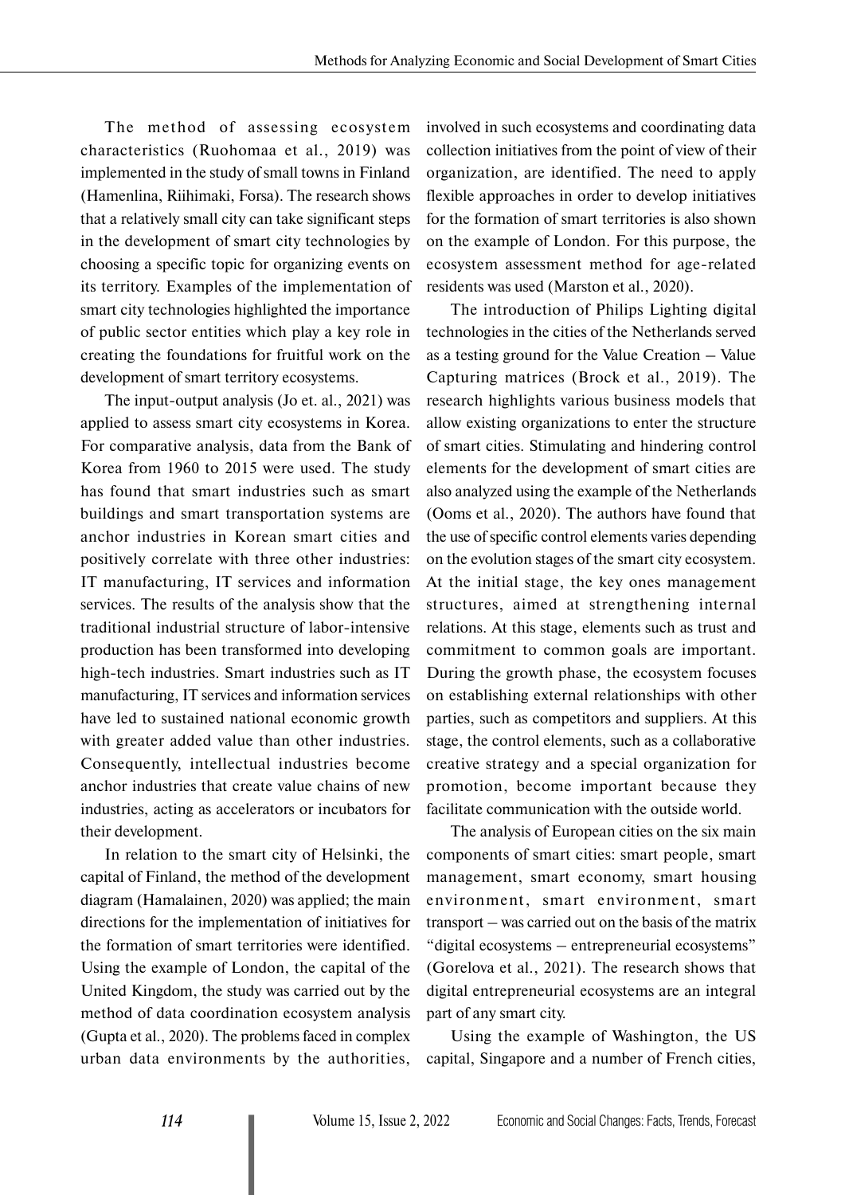The method of assessing ecosystem characteristics (Ruohomaa et al., 2019) was implemented in the study of small towns in Finland (Hamenlina, Riihimaki, Forsa). The research shows that a relatively small city can take significant steps in the development of smart city technologies by choosing a specific topic for organizing events on its territory. Examples of the implementation of smart city technologies highlighted the importance of public sector entities which play a key role in creating the foundations for fruitful work on the development of smart territory ecosystems.

The input-output analysis (Jo et. al., 2021) was applied to assess smart city ecosystems in Korea. For comparative analysis, data from the Bank of Korea from 1960 to 2015 were used. The study has found that smart industries such as smart buildings and smart transportation systems are anchor industries in Korean smart cities and positively correlate with three other industries: IT manufacturing, IT services and information services. The results of the analysis show that the traditional industrial structure of labor-intensive production has been transformed into developing high-tech industries. Smart industries such as IT manufacturing, IT services and information services have led to sustained national economic growth with greater added value than other industries. Consequently, intellectual industries become anchor industries that create value chains of new industries, acting as accelerators or incubators for their development.

In relation to the smart city of Helsinki, the capital of Finland, the method of the development diagram (Hamalainen, 2020) was applied; the main directions for the implementation of initiatives for the formation of smart territories were identified. Using the example of London, the capital of the United Kingdom, the study was carried out by the method of data coordination ecosystem analysis (Gupta et al., 2020). The problems faced in complex urban data environments by the authorities, involved in such ecosystems and coordinating data collection initiatives from the point of view of their organization, are identified. The need to apply flexible approaches in order to develop initiatives for the formation of smart territories is also shown on the example of London. For this purpose, the ecosystem assessment method for age-related residents was used (Marston et al., 2020).

The introduction of Philips Lighting digital technologies in the cities of the Netherlands served as a testing ground for the Value Creation – Value Capturing matrices (Brock et al., 2019). The research highlights various business models that allow existing organizations to enter the structure of smart cities. Stimulating and hindering control elements for the development of smart cities are also analyzed using the example of the Netherlands (Ooms et al., 2020). The authors have found that the use of specific control elements varies depending on the evolution stages of the smart city ecosystem. At the initial stage, the key ones management structures, aimed at strengthening internal relations. At this stage, elements such as trust and commitment to common goals are important. During the growth phase, the ecosystem focuses on establishing external relationships with other parties, such as competitors and suppliers. At this stage, the control elements, such as a collaborative creative strategy and a special organization for promotion, become important because they facilitate communication with the outside world.

The analysis of European cities on the six main components of smart cities: smart people, smart management, smart economy, smart housing environment, smart environment, smart transport – was carried out on the basis of the matrix "digital ecosystems – entrepreneurial ecosystems" (Gorelova et al., 2021). The research shows that digital entrepreneurial ecosystems are an integral part of any smart city.

Using the example of Washington, the US capital, Singapore and a number of French cities,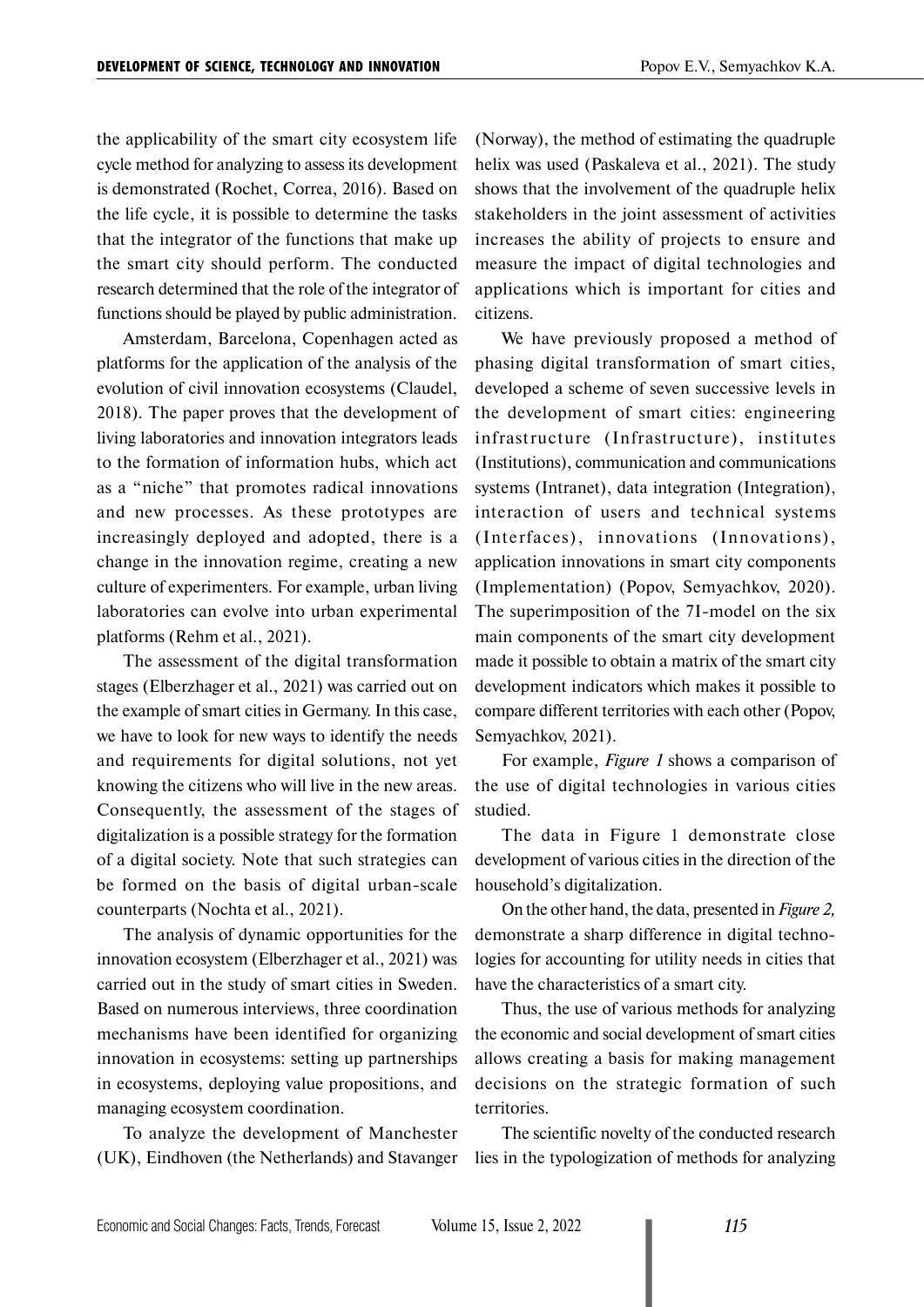the applicability of the smart city ecosystem life cycle method for analyzing to assess its development is demonstrated (Rochet, Correa, 2016). Based on the life cycle, it is possible to determine the tasks that the integrator of the functions that make up the smart city should perform. The conducted research determined that the role of the integrator of functions should be played by public administration.

Amsterdam, Barcelona, Copenhagen acted as platforms for the application of the analysis of the evolution of civil innovation ecosystems (Claudel, 2018). The paper proves that the development of living laboratories and innovation integrators leads to the formation of information hubs, which act as a "niche" that promotes radical innovations and new processes. As these prototypes are increasingly deployed and adopted, there is a change in the innovation regime, creating a new culture of experimenters. For example, urban living laboratories can evolve into urban experimental platforms (Rehm et al., 2021).

The assessment of the digital transformation stages (Elberzhager et al., 2021) was carried out on the example of smart cities in Germany. In this case, we have to look for new ways to identify the needs and requirements for digital solutions, not yet knowing the citizens who will live in the new areas. Consequently, the assessment of the stages of digitalization is a possible strategy for the formation of a digital society. Note that such strategies can be formed on the basis of digital urban-scale counterparts (Nochta et al., 2021).

The analysis of dynamic opportunities for the innovation ecosystem (Elberzhager et al., 2021) was carried out in the study of smart cities in Sweden. Based on numerous interviews, three coordination mechanisms have been identified for organizing innovation in ecosystems: setting up partnerships in ecosystems, deploying value propositions, and managing ecosystem coordination.

To analyze the development of Manchester (UK), Eindhoven (the Netherlands) and Stavanger (Norway), the method of estimating the quadruple helix was used (Paskaleva et al., 2021). The study shows that the involvement of the quadruple helix stakeholders in the joint assessment of activities increases the ability of projects to ensure and measure the impact of digital technologies and applications which is important for cities and citizens.

We have previously proposed a method of phasing digital transformation of smart cities, developed a scheme of seven successive levels in the development of smart cities: engineering infrastructure (Infrastructure), institutes (Institutions), communication and communications systems (Intranet), data integration (Integration), interaction of users and technical systems (Interfaces), innovations (Innovations), application innovations in smart city components (Implementation) (Popov, Semyachkov, 2020). The superimposition of the 7I-model on the six main components of the smart city development made it possible to obtain a matrix of the smart city development indicators which makes it possible to compare different territories with each other (Popov, Semyachkov, 2021).

For example, *Figure 1* shows a comparison of the use of digital technologies in various cities studied.

The data in Figure 1 demonstrate close development of various cities in the direction of the household's digitalization.

On the other hand, the data, presented in *Figure 2,* demonstrate a sharp difference in digital technologies for accounting for utility needs in cities that have the characteristics of a smart city.

Thus, the use of various methods for analyzing the economic and social development of smart cities allows creating a basis for making management decisions on the strategic formation of such territories.

The scientific novelty of the conducted research lies in the typologization of methods for analyzing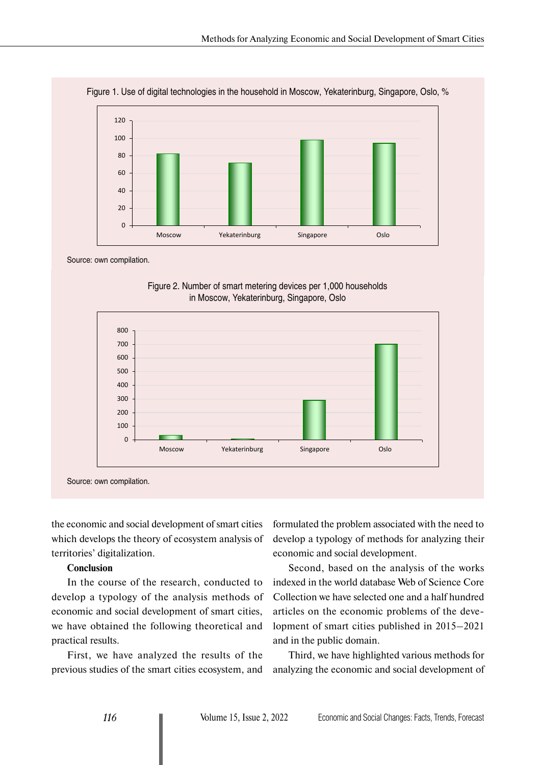Figure 1. Use of digital technologies in the household in Moscow, Yekaterinburg, Singapore, Oslo, %

Source: own compilation.

Figure 2. Number of smart metering devices per 1,000 households in Moscow, Yekaterinburg, Singapore, Oslo

Source: own compilation.

the economic and social development of smart cities which develops the theory of ecosystem analysis of territories' digitalization.

**Conclusion**

In the course of the research, conducted to develop a typology of the analysis methods of economic and social development of smart cities, we have obtained the following theoretical and practical results.

First, we have analyzed the results of the previous studies of the smart cities ecosystem, and formulated the problem associated with the need to develop a typology of methods for analyzing their economic and social development.

Second, based on the analysis of the works indexed in the world database Web of Science Core Collection we have selected one and a half hundred articles on the economic problems of the development of smart cities published in 2015–2021 and in the public domain.

Third, we have highlighted various methods for analyzing the economic and social development of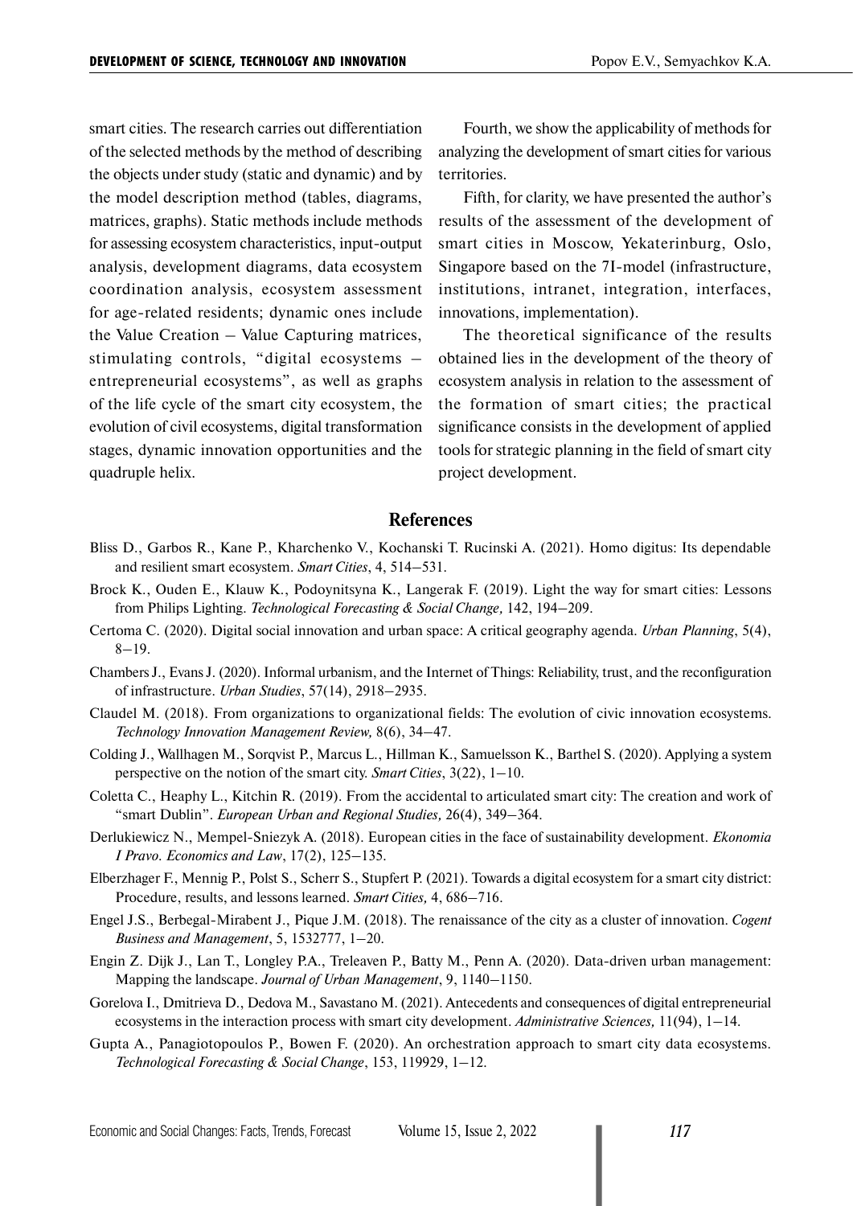smart cities. The research carries out differentiation of the selected methods by the method of describing the objects under study (static and dynamic) and by the model description method (tables, diagrams, matrices, graphs). Static methods include methods for assessing ecosystem characteristics, input-output analysis, development diagrams, data ecosystem coordination analysis, ecosystem assessment for age-related residents; dynamic ones include the Value Creation – Value Capturing matrices, stimulating controls, "digital ecosystems – entrepreneurial ecosystems", as well as graphs of the life cycle of the smart city ecosystem, the evolution of civil ecosystems, digital transformation stages, dynamic innovation opportunities and the quadruple helix.

Fourth, we show the applicability of methods for analyzing the development of smart cities for various territories.

Fifth, for clarity, we have presented the author's results of the assessment of the development of smart cities in Moscow, Yekaterinburg, Oslo, Singapore based on the 7I-model (infrastructure, institutions, intranet, integration, interfaces, innovations, implementation).

The theoretical significance of the results obtained lies in the development of the theory of ecosystem analysis in relation to the assessment of the formation of smart cities; the practical significance consists in the development of applied tools for strategic planning in the field of smart city project development.

## References

Bliss D., Garbos R., Kane P., Kharchenko V., Kochanski T. Rucinski A. (2021). Homo digitus: Its dependable and resilient smart ecosystem. *Smart Cities*, 4, 514–531.

Brock K., Ouden E., Klauw K., Podoynitsyna K., Langerak F. (2019). Light the way for smart cities: Lessons from Philips Lighting. *Technological Forecasting & Social Change,* 142, 194–209.

Certoma C. (2020). Digital social innovation and urban space: A critical geography agenda. *Urban Planning*, 5(4), 8–19.

Chambers J., Evans J. (2020). Informal urbanism, and the Internet of Things: Reliability, trust, and the reconfiguration of infrastructure. *Urban Studies*, 57(14), 2918–2935.

Claudel M. (2018). From organizations to organizational fields: The evolution of civic innovation ecosystems. *Technology Innovation Management Review,* 8(6), 34–47.

Colding J., Wallhagen M., Sorqvist P., Marcus L., Hillman K., Samuelsson K., Barthel S. (2020). Applying a system perspective on the notion of the smart city. *Smart Cities*, 3(22), 1–10.

Coletta C., Heaphy L., Kitchin R. (2019). From the accidental to articulated smart city: The creation and work of "smart Dublin". *European Urban and Regional Studies,* 26(4), 349–364.

Derlukiewicz N., Mempel-Sniezyk A. (2018). European cities in the face of sustainability development. *Ekonomia I Pravo. Economics and Law*, 17(2), 125–135.

Elberzhager F., Mennig P., Polst S., Scherr S., Stupfert P. (2021). Towards a digital ecosystem for a smart city district: Procedure, results, and lessons learned. *Smart Cities,* 4, 686–716.

Engel J.S., Berbegal-Mirabent J., Pique J.M. (2018). The renaissance of the city as a cluster of innovation. *Cogent Business and Management*, 5, 1532777, 1–20.

Engin Z. Dijk J., Lan T., Longley P.A., Treleaven P., Batty M., Penn A. (2020). Data-driven urban management: Mapping the landscape. *Journal of Urban Management*, 9, 1140–1150.

Gorelova I., Dmitrieva D., Dedova M., Savastano M. (2021). Antecedents and consequences of digital entrepreneurial ecosystems in the interaction process with smart city development. *Administrative Sciences,* 11(94), 1–14.

Gupta A., Panagiotopoulos P., Bowen F. (2020). An orchestration approach to smart city data ecosystems. *Technological Forecasting & Social Change*, 153, 119929, 1–12.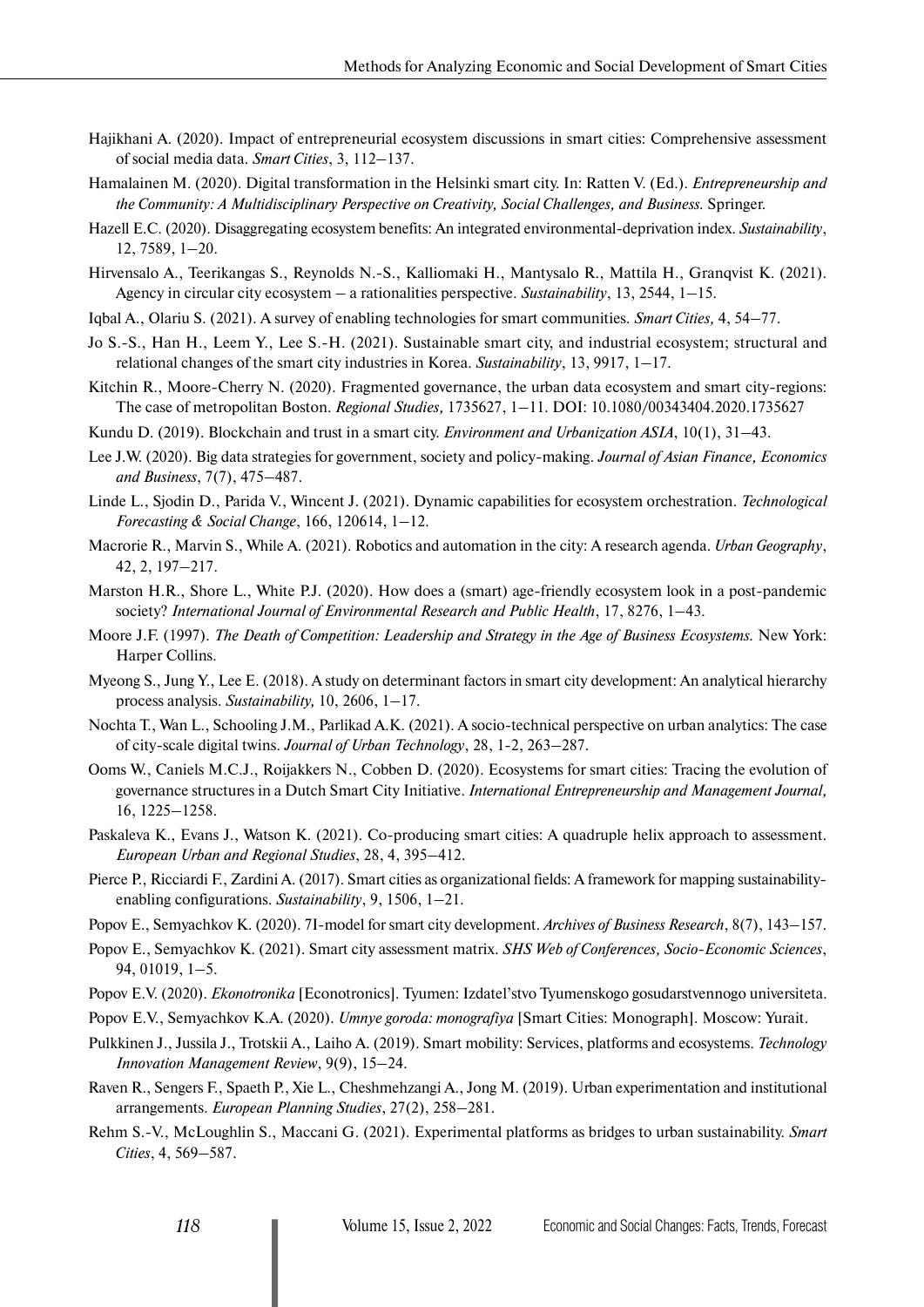Hajikhani A. (2020). Impact of entrepreneurial ecosystem discussions in smart cities: Comprehensive assessment of social media data. *Smart Cities*, 3, 112–137.

Hamalainen M. (2020). Digital transformation in the Helsinki smart city. In: Ratten V. (Ed.). *Entrepreneurship and the Community: A Multidisciplinary Perspective on Creativity, Social Challenges, and Business.* Springer.

Hazell E.C. (2020). Disaggregating ecosystem benefits: An integrated environmental-deprivation index. *Sustainability*, 12, 7589, 1–20.

Hirvensalo A., Teerikangas S., Reynolds N.-S., Kalliomaki H., Mantysalo R., Mattila H., Granqvist K. (2021). Agency in circular city ecosystem – a rationalities perspective. *Sustainability*, 13, 2544, 1–15.

Iqbal A., Olariu S. (2021). A survey of enabling technologies for smart communities. *Smart Cities,* 4, 54–77.

Jo S.-S., Han H., Leem Y., Lee S.-H. (2021). Sustainable smart city, and industrial ecosystem; structural and relational changes of the smart city industries in Korea. *Sustainability*, 13, 9917, 1–17.

Kitchin R., Moore-Cherry N. (2020). Fragmented governance, the urban data ecosystem and smart city-regions: The case of metropolitan Boston. *Regional Studies,* 1735627, 1–11. DOI: 10.1080/00343404.2020.1735627

Kundu D. (2019). Blockchain and trust in a smart city. *Environment and Urbanization ASIA*, 10(1), 31–43.

Lee J.W. (2020). Big data strategies for government, society and policy-making. *Journal of Asian Finance, Economics and Business*, 7(7), 475–487.

Linde L., Sjodin D., Parida V., Wincent J. (2021). Dynamic capabilities for ecosystem orchestration. *Technological Forecasting & Social Change*, 166, 120614, 1–12.

Macrorie R., Marvin S., While A. (2021). Robotics and automation in the city: A research agenda. *Urban Geography*, 42, 2, 197–217.

Marston H.R., Shore L., White P.J. (2020). How does a (smart) age-friendly ecosystem look in a post-pandemic society? *International Journal of Environmental Research and Public Health*, 17, 8276, 1–43.

Moore J.F. (1997). *The Death of Competition: Leadership and Strategy in the Age of Business Ecosystems.* New York: Harper Collins.

Myeong S., Jung Y., Lee E. (2018). A study on determinant factors in smart city development: An analytical hierarchy process analysis. *Sustainability,* 10, 2606, 1–17.

Nochta T., Wan L., Schooling J.M., Parlikad A.K. (2021). A socio-technical perspective on urban analytics: The case of city-scale digital twins. *Journal of Urban Technology*, 28, 1-2, 263–287.

Ooms W., Caniels M.C.J., Roijakkers N., Cobben D. (2020). Ecosystems for smart cities: Tracing the evolution of governance structures in a Dutch Smart City Initiative. *International Entrepreneurship and Management Journal,* 16, 1225–1258.

Paskaleva K., Evans J., Watson K. (2021). Co-producing smart cities: A quadruple helix approach to assessment. *European Urban and Regional Studies*, 28, 4, 395–412.

Pierce P., Ricciardi F., Zardini A. (2017). Smart cities as organizational fields: A framework for mapping sustainability-enabling configurations. *Sustainability*, 9, 1506, 1–21.

Popov E., Semyachkov K. (2020). 7I-model for smart city development. *Archives of Business Research*, 8(7), 143–157.

Popov E., Semyachkov K. (2021). Smart city assessment matrix. *SHS Web of Conferences, Socio-Economic Sciences*, 94, 01019, 1–5.

Popov E.V. (2020). *Ekonotronika* [Econotronics]. Tyumen: Izdatel'stvo Tyumenskogo gosudarstvennogo universiteta.

Popov E.V., Semyachkov K.A. (2020). *Umnye goroda: monografiya* [Smart Cities: Monograph]. Moscow: Yurait.

Pulkkinen J., Jussila J., Trotskii A., Laiho A. (2019). Smart mobility: Services, platforms and ecosystems. *Technology Innovation Management Review*, 9(9), 15–24.

Raven R., Sengers F., Spaeth P., Xie L., Cheshmehzangi A., Jong M. (2019). Urban experimentation and institutional arrangements. *European Planning Studies*, 27(2), 258–281.

Rehm S.-V., McLoughlin S., Maccani G. (2021). Experimental platforms as bridges to urban sustainability. *Smart Cities*, 4, 569–587.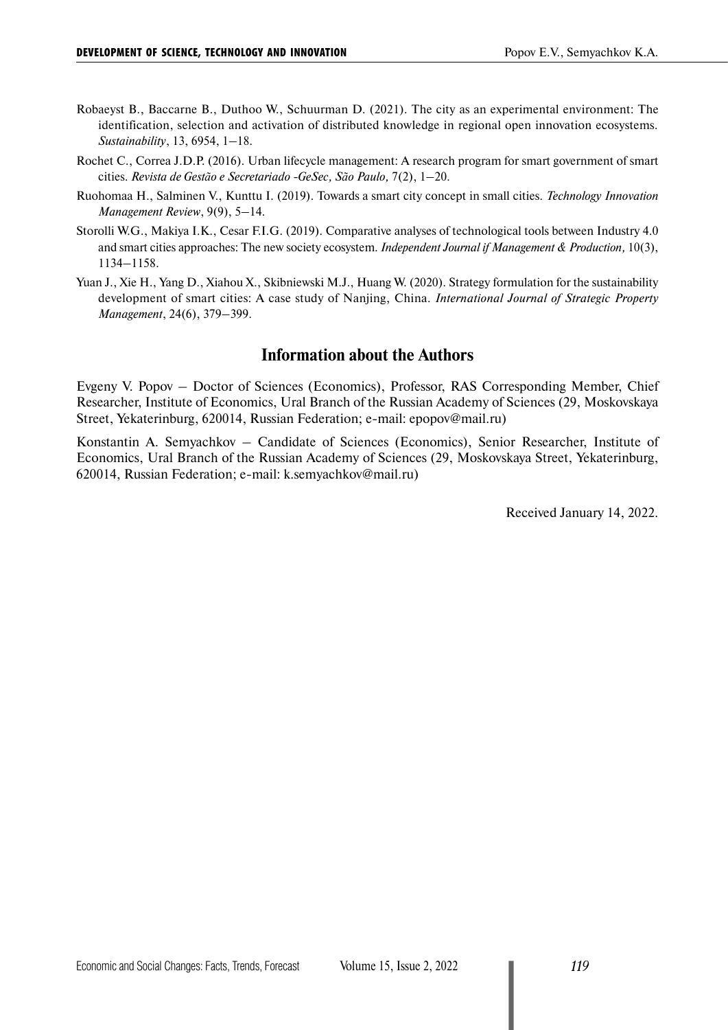Robaeyst B., Baccarne B., Duthoo W., Schuurman D. (2021). The city as an experimental environment: The identification, selection and activation of distributed knowledge in regional open innovation ecosystems. *Sustainability*, 13, 6954, 1–18.

Rochet C., Correa J.D.P. (2016). Urban lifecycle management: A research program for smart government of smart cities. *Revista de Gestão e Secretariado -GeSec, São Paulo,* 7(2), 1–20.

Ruohomaa H., Salminen V., Kunttu I. (2019). Towards a smart city concept in small cities. *Technology Innovation Management Review*, 9(9), 5–14.

Storolli W.G., Makiya I.K., Cesar F.I.G. (2019). Comparative analyses of technological tools between Industry 4.0 and smart cities approaches: The new society ecosystem. *Independent Journal if Management & Production,* 10(3), 1134–1158.

Yuan J., Xie H., Yang D., Xiahou X., Skibniewski M.J., Huang W. (2020). Strategy formulation for the sustainability development of smart cities: A case study of Nanjing, China. *International Journal of Strategic Property Management*, 24(6), 379–399.

## Information about the Authors

Evgeny V. Popov – Doctor of Sciences (Economics), Professor, RAS Corresponding Member, Chief Researcher, Institute of Economics, Ural Branch of the Russian Academy of Sciences (29, Moskovskaya Street, Yekaterinburg, 620014, Russian Federation; e-mail: epopov@mail.ru)

Konstantin A. Semyachkov – Candidate of Sciences (Economics), Senior Researcher, Institute of Economics, Ural Branch of the Russian Academy of Sciences (29, Moskovskaya Street, Yekaterinburg, 620014, Russian Federation; e-mail: k.semyachkov@mail.ru)

Received January 14, 2022.